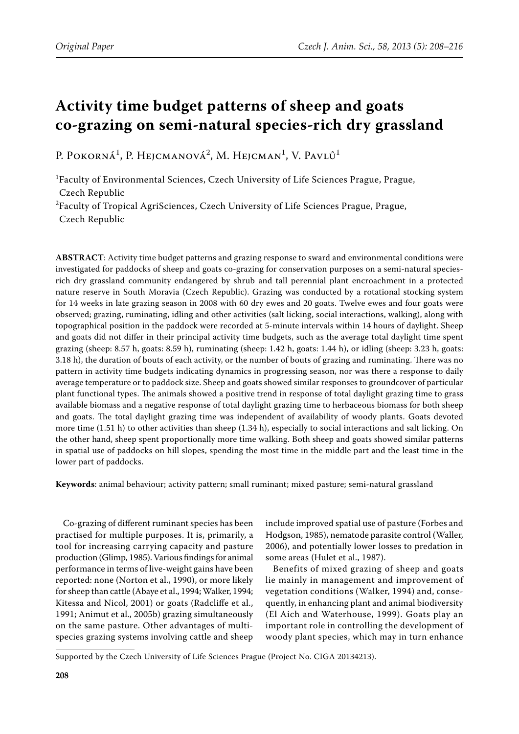Original Paper

# Activity time budget patterns of sheep and goats co-grazing on semi-natural species-rich dry grassland

P. Pokorná[1], P. Hejcmanová[2], M. Hejcman[1], V. Pavlů[1]

[1]Faculty of Environmental Sciences, Czech University of Life Sciences Prague, Prague, Czech Republic

[2]Faculty of Tropical AgriSciences, Czech University of Life Sciences Prague, Prague, Czech Republic

**ABSTRACT**: Activity time budget patterns and grazing response to sward and environmental conditions were investigated for paddocks of sheep and goats co-grazing for conservation purposes on a semi-natural species-rich dry grassland community endangered by shrub and tall perennial plant encroachment in a protected nature reserve in South Moravia (Czech Republic). Grazing was conducted by a rotational stocking system for 14 weeks in late grazing season in 2008 with 60 dry ewes and 20 goats. Twelve ewes and four goats were observed; grazing, ruminating, idling and other activities (salt licking, social interactions, walking), along with topographical position in the paddock were recorded at 5-minute intervals within 14 hours of daylight. Sheep and goats did not differ in their principal activity time budgets, such as the average total daylight time spent grazing (sheep: 8.57 h, goats: 8.59 h), ruminating (sheep: 1.42 h, goats: 1.44 h), or idling (sheep: 3.23 h, goats: 3.18 h), the duration of bouts of each activity, or the number of bouts of grazing and ruminating. There was no pattern in activity time budgets indicating dynamics in progressing season, nor was there a response to daily average temperature or to paddock size. Sheep and goats showed similar responses to groundcover of particular plant functional types. The animals showed a positive trend in response of total daylight grazing time to grass available biomass and a negative response of total daylight grazing time to herbaceous biomass for both sheep and goats. The total daylight grazing time was independent of availability of woody plants. Goats devoted more time (1.51 h) to other activities than sheep (1.34 h), especially to social interactions and salt licking. On the other hand, sheep spent proportionally more time walking. Both sheep and goats showed similar patterns in spatial use of paddocks on hill slopes, spending the most time in the middle part and the least time in the lower part of paddocks.

**Keywords**: animal behaviour; activity pattern; small ruminant; mixed pasture; semi-natural grassland

Co-grazing of different ruminant species has been practised for multiple purposes. It is, primarily, a tool for increasing carrying capacity and pasture production (Glimp, 1985). Various findings for animal performance in terms of live-weight gains have been reported: none (Norton et al., 1990), or more likely for sheep than cattle (Abaye et al., 1994; Walker, 1994; Kitessa and Nicol, 2001) or goats (Radcliffe et al., 1991; Animut et al., 2005b) grazing simultaneously on the same pasture. Other advantages of multi-species grazing systems involving cattle and sheep include improved spatial use of pasture (Forbes and Hodgson, 1985), nematode parasite control (Waller, 2006), and potentially lower losses to predation in some areas (Hulet et al., 1987).

Benefits of mixed grazing of sheep and goats lie mainly in management and improvement of vegetation conditions (Walker, 1994) and, consequently, in enhancing plant and animal biodiversity (El Aich and Waterhouse, 1999). Goats play an important role in controlling the development of woody plant species, which may in turn enhance

Supported by the Czech University of Life Sciences Prague (Project No. CIGA 20134213).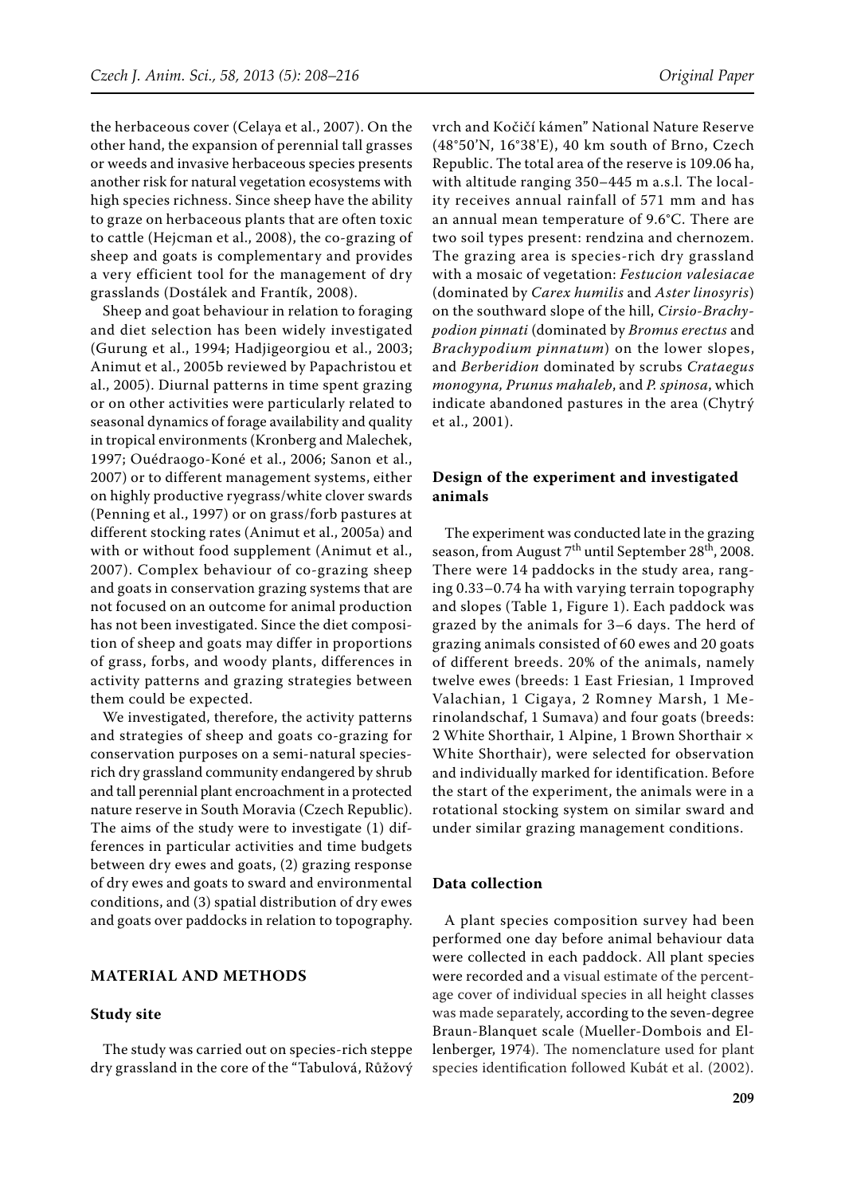the herbaceous cover (Celaya et al., 2007). On the other hand, the expansion of perennial tall grasses or weeds and invasive herbaceous species presents another risk for natural vegetation ecosystems with high species richness. Since sheep have the ability to graze on herbaceous plants that are often toxic to cattle (Hejcman et al., 2008), the co-grazing of sheep and goats is complementary and provides a very efficient tool for the management of dry grasslands (Dostálek and Frantík, 2008).

Sheep and goat behaviour in relation to foraging and diet selection has been widely investigated (Gurung et al., 1994; Hadjigeorgiou et al., 2003; Animut et al., 2005b reviewed by Papachristou et al., 2005). Diurnal patterns in time spent grazing or on other activities were particularly related to seasonal dynamics of forage availability and quality in tropical environments (Kronberg and Malechek, 1997; Ouédraogo-Koné et al., 2006; Sanon et al., 2007) or to different management systems, either on highly productive ryegrass/white clover swards (Penning et al., 1997) or on grass/forb pastures at different stocking rates (Animut et al., 2005a) and with or without food supplement (Animut et al., 2007). Complex behaviour of co-grazing sheep and goats in conservation grazing systems that are not focused on an outcome for animal production has not been investigated. Since the diet composition of sheep and goats may differ in proportions of grass, forbs, and woody plants, differences in activity patterns and grazing strategies between them could be expected.

We investigated, therefore, the activity patterns and strategies of sheep and goats co-grazing for conservation purposes on a semi-natural species-rich dry grassland community endangered by shrub and tall perennial plant encroachment in a protected nature reserve in South Moravia (Czech Republic). The aims of the study were to investigate (1) differences in particular activities and time budgets between dry ewes and goats, (2) grazing response of dry ewes and goats to sward and environmental conditions, and (3) spatial distribution of dry ewes and goats over paddocks in relation to topography.

## MATERIAL AND METHODS

### Study site

The study was carried out on species-rich steppe dry grassland in the core of the "Tabulová, Růžový vrch and Kočičí kámen" National Nature Reserve (48°50'N, 16°38'E), 40 km south of Brno, Czech Republic. The total area of the reserve is 109.06 ha, with altitude ranging 350–445 m a.s.l. The locality receives annual rainfall of 571 mm and has an annual mean temperature of 9.6°C. There are two soil types present: rendzina and chernozem. The grazing area is species-rich dry grassland with a mosaic of vegetation: *Festucion valesiacae* (dominated by *Carex humilis* and *Aster linosyris*) on the southward slope of the hill, *Cirsio-Brachypodion pinnati* (dominated by *Bromus erectus* and *Brachypodium pinnatum*) on the lower slopes, and *Berberidion* dominated by scrubs *Crataegus monogyna, Prunus mahaleb*, and *P. spinosa*, which indicate abandoned pastures in the area (Chytrý et al., 2001).

### Design of the experiment and investigated animals

The experiment was conducted late in the grazing season, from August 7th until September 28th, 2008. There were 14 paddocks in the study area, ranging 0.33–0.74 ha with varying terrain topography and slopes (Table 1, Figure 1). Each paddock was grazed by the animals for 3–6 days. The herd of grazing animals consisted of 60 ewes and 20 goats of different breeds. 20% of the animals, namely twelve ewes (breeds: 1 East Friesian, 1 Improved Valachian, 1 Cigaya, 2 Romney Marsh, 1 Merinolandschaf, 1 Sumava) and four goats (breeds: 2 White Shorthair, 1 Alpine, 1 Brown Shorthair × White Shorthair), were selected for observation and individually marked for identification. Before the start of the experiment, the animals were in a rotational stocking system on similar sward and under similar grazing management conditions.

### Data collection

A plant species composition survey had been performed one day before animal behaviour data were collected in each paddock. All plant species were recorded and a visual estimate of the percentage cover of individual species in all height classes was made separately, according to the seven-degree Braun-Blanquet scale (Mueller-Dombois and Ellenberger, 1974). The nomenclature used for plant species identification followed Kubát et al. (2002).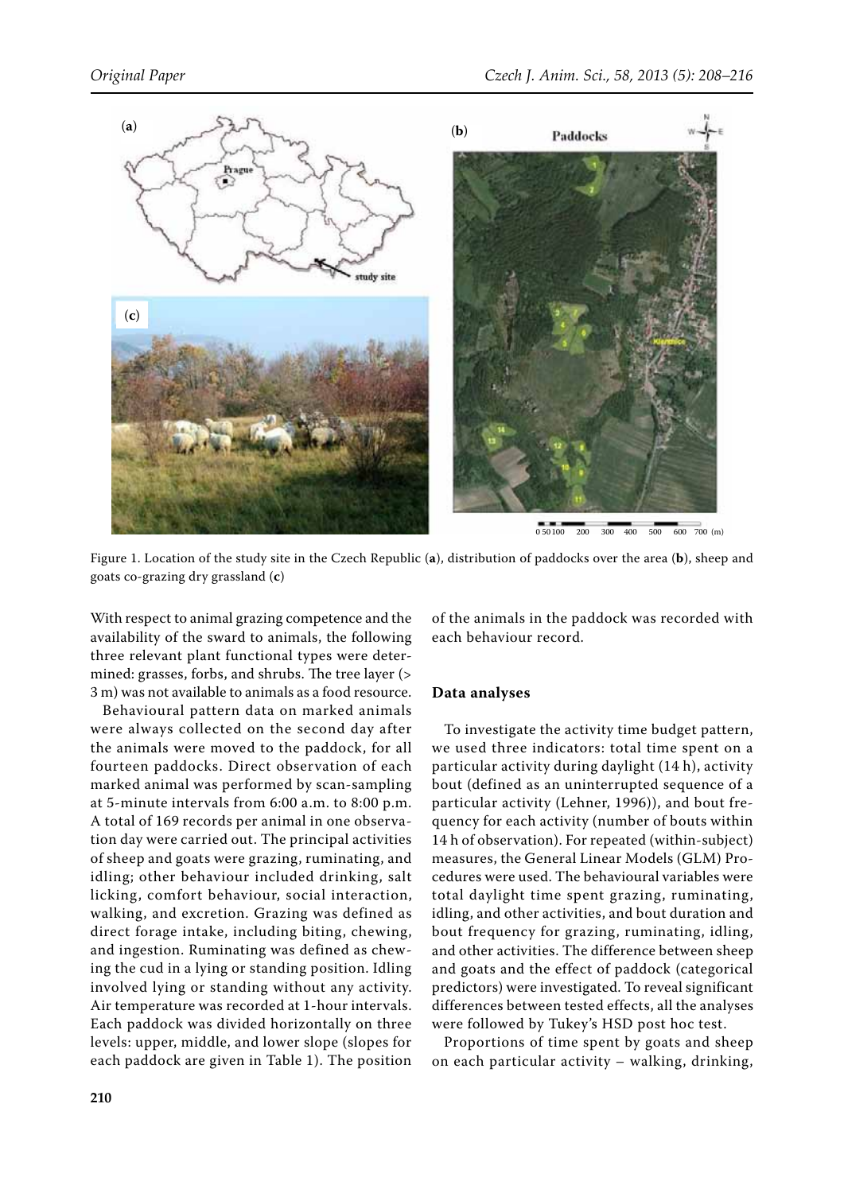Figure 1. Location of the study site in the Czech Republic (**a**), distribution of paddocks over the area (**b**), sheep and goats co-grazing dry grassland (**c**)

With respect to animal grazing competence and the availability of the sward to animals, the following three relevant plant functional types were determined: grasses, forbs, and shrubs. The tree layer (> 3 m) was not available to animals as a food resource.

Behavioural pattern data on marked animals were always collected on the second day after the animals were moved to the paddock, for all fourteen paddocks. Direct observation of each marked animal was performed by scan-sampling at 5-minute intervals from 6:00 a.m. to 8:00 p.m. A total of 169 records per animal in one observation day were carried out. The principal activities of sheep and goats were grazing, ruminating, and idling; other behaviour included drinking, salt licking, comfort behaviour, social interaction, walking, and excretion. Grazing was defined as direct forage intake, including biting, chewing, and ingestion. Ruminating was defined as chewing the cud in a lying or standing position. Idling involved lying or standing without any activity. Air temperature was recorded at 1-hour intervals. Each paddock was divided horizontally on three levels: upper, middle, and lower slope (slopes for each paddock are given in Table 1). The position of the animals in the paddock was recorded with each behaviour record.

### Data analyses

To investigate the activity time budget pattern, we used three indicators: total time spent on a particular activity during daylight (14 h), activity bout (defined as an uninterrupted sequence of a particular activity (Lehner, 1996)), and bout frequency for each activity (number of bouts within 14 h of observation). For repeated (within-subject) measures, the General Linear Models (GLM) Procedures were used. The behavioural variables were total daylight time spent grazing, ruminating, idling, and other activities, and bout duration and bout frequency for grazing, ruminating, idling, and other activities. The difference between sheep and goats and the effect of paddock (categorical predictors) were investigated. To reveal significant differences between tested effects, all the analyses were followed by Tukey's HSD post hoc test.

Proportions of time spent by goats and sheep on each particular activity – walking, drinking,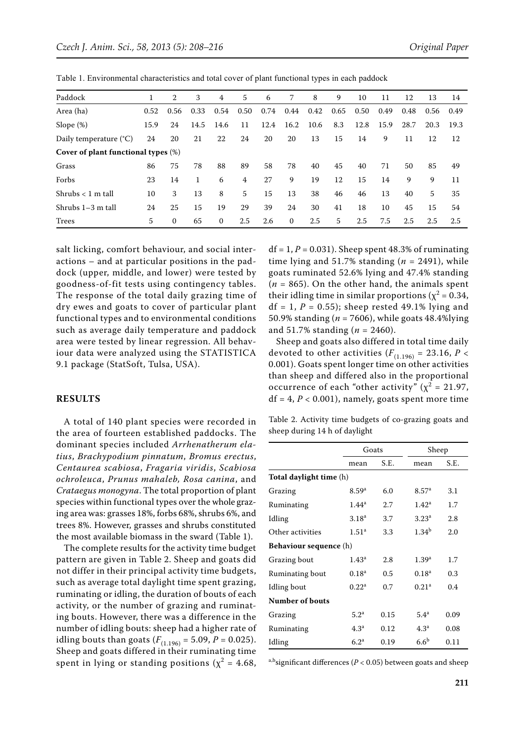Table 1. Environmental characteristics and total cover of plant functional types in each paddock

| Paddock | 1 | 2 | 3 | 4 | 5 | 6 | 7 | 8 | 9 | 10 | 11 | 12 | 13 | 14 |
|---|---|---|---|---|---|---|---|---|---|---|---|---|---|---|
| Area (ha) | 0.52 | 0.56 | 0.33 | 0.54 | 0.50 | 0.74 | 0.44 | 0.42 | 0.65 | 0.50 | 0.49 | 0.48 | 0.56 | 0.49 |
| Slope (%) | 15.9 | 24 | 14.5 | 14.6 | 11 | 12.4 | 16.2 | 10.6 | 8.3 | 12.8 | 15.9 | 28.7 | 20.3 | 19.3 |
| Daily temperature (°C) | 24 | 20 | 21 | 22 | 24 | 20 | 20 | 13 | 15 | 14 | 9 | 11 | 12 | 12 |
| **Cover of plant functional types** (%) | | | | | | | | | | | | | | |
| Grass | 86 | 75 | 78 | 88 | 89 | 58 | 78 | 40 | 45 | 40 | 71 | 50 | 85 | 49 |
| Forbs | 23 | 14 | 1 | 6 | 4 | 27 | 9 | 19 | 12 | 15 | 14 | 9 | 9 | 11 |
| Shrubs < 1 m tall | 10 | 3 | 13 | 8 | 5 | 15 | 13 | 38 | 46 | 46 | 13 | 40 | 5 | 35 |
| Shrubs 1–3 m tall | 24 | 25 | 15 | 19 | 29 | 39 | 24 | 30 | 41 | 18 | 10 | 45 | 15 | 54 |
| Trees | 5 | 0 | 65 | 0 | 2.5 | 2.6 | 0 | 2.5 | 5 | 2.5 | 7.5 | 2.5 | 2.5 | 2.5 |

salt licking, comfort behaviour, and social interactions – and at particular positions in the paddock (upper, middle, and lower) were tested by goodness-of-fit tests using contingency tables. The response of the total daily grazing time of dry ewes and goats to cover of particular plant functional types and to environmental conditions such as average daily temperature and paddock area were tested by linear regression. All behaviour data were analyzed using the STATISTICA 9.1 package (StatSoft, Tulsa, USA).

## RESULTS

A total of 140 plant species were recorded in the area of fourteen established paddocks. The dominant species included *Arrhenatherum elatius*, *Brachypodium pinnatum*, *Bromus erectus*, *Centaurea scabiosa*, *Fragaria viridis*, *Scabiosa ochroleuca*, *Prunus mahaleb, Rosa canina*, and *Crataegus monogyna*. The total proportion of plant species within functional types over the whole grazing area was: grasses 18%, forbs 68%, shrubs 6%, and trees 8%. However, grasses and shrubs constituted the most available biomass in the sward (Table 1).

The complete results for the activity time budget pattern are given in Table 2. Sheep and goats did not differ in their principal activity time budgets, such as average total daylight time spent grazing, ruminating or idling, the duration of bouts of each activity, or the number of grazing and ruminating bouts. However, there was a difference in the number of idling bouts: sheep had a higher rate of idling bouts than goats ($F_{(1.196)} = 5.09$, $P = 0.025$). Sheep and goats differed in their ruminating time spent in lying or standing positions ($\chi^2 = 4.68$, df = 1, $P = 0.031$). Sheep spent 48.3% of ruminating time lying and 51.7% standing ($n = 2491$), while goats ruminated 52.6% lying and 47.4% standing ($n = 865$). On the other hand, the animals spent their idling time in similar proportions ($\chi^2 = 0.34$, df = 1, $P = 0.55$); sheep rested 49.1% lying and 50.9% standing ($n = 7606$), while goats 48.4%lying and 51.7% standing ($n = 2460$).

Sheep and goats also differed in total time daily devoted to other activities ($F_{(1.196)} = 23.16$, $P < 0.001$). Goats spent longer time on other activities than sheep and differed also in the proportional occurrence of each "other activity" ($\chi^2 = 21.97$, df = 4, $P < 0.001$), namely, goats spent more time

Table 2. Activity time budgets of co-grazing goats and sheep during 14 h of daylight

| | Goats | | Sheep | |
|---|---|---|---|---|
| | mean | S.E. | mean | S.E. |
| **Total daylight time** (h) | | | | |
| Grazing | $8.59^a$ | 6.0 | $8.57^a$ | 3.1 |
| Ruminating | $1.44^a$ | 2.7 | $1.42^a$ | 1.7 |
| Idling | $3.18^a$ | 3.7 | $3.23^a$ | 2.8 |
| Other activities | $1.51^a$ | 3.3 | $1.34^b$ | 2.0 |
| **Behaviour sequence** (h) | | | | |
| Grazing bout | $1.43^a$ | 2.8 | $1.39^a$ | 1.7 |
| Ruminating bout | $0.18^a$ | 0.5 | $0.18^a$ | 0.3 |
| Idling bout | $0.22^a$ | 0.7 | $0.21^a$ | 0.4 |
| **Number of bouts** | | | | |
| Grazing | $5.2^a$ | 0.15 | $5.4^a$ | 0.09 |
| Ruminating | $4.3^a$ | 0.12 | $4.3^a$ | 0.08 |
| Idling | $6.2^a$ | 0.19 | $6.6^b$ | 0.11 |

$^{a,b}$significant differences ($P < 0.05$) between goats and sheep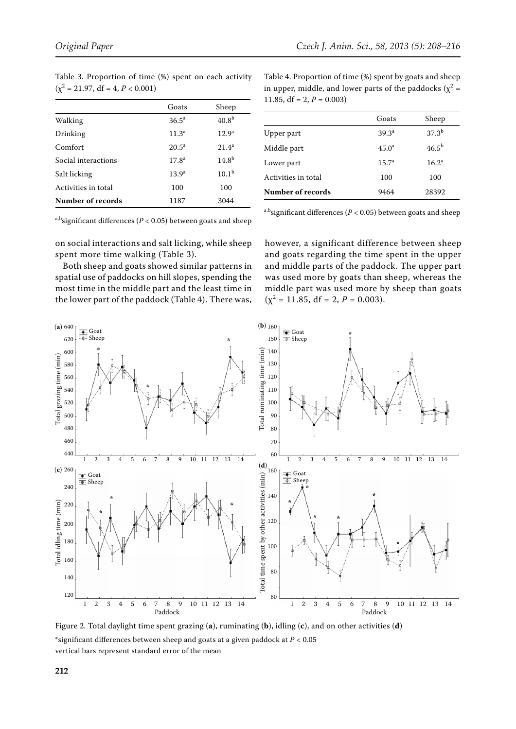Table 3. Proportion of time (%) spent on each activity ($\chi^2$ = 21.97, df = 4, $P$ < 0.001)

| | Goats | Sheep |
|---|---|---|
| Walking | $36.5^a$ | $40.8^b$ |
| Drinking | $11.3^a$ | $12.9^a$ |
| Comfort | $20.5^a$ | $21.4^a$ |
| Social interactions | $17.8^a$ | $14.8^b$ |
| Salt licking | $13.9^a$ | $10.1^b$ |
| Activities in total | 100 | 100 |
| **Number of records** | 1187 | 3044 |

[a,b]significant differences ($P$ < 0.05) between goats and sheep

Table 4. Proportion of time (%) spent by goats and sheep in upper, middle, and lower parts of the paddocks ($\chi^2$ = 11.85, df = 2, $P$ = 0.003)

| | Goats | Sheep |
|---|---|---|
| Upper part | $39.3^a$ | $37.3^b$ |
| Middle part | $45.0^a$ | $46.5^b$ |
| Lower part | $15.7^a$ | $16.2^a$ |
| Activities in total | 100 | 100 |
| **Number of records** | 9464 | 28392 |

[a,b]significant differences ($P$ < 0.05) between goats and sheep

on social interactions and salt licking, while sheep spent more time walking (Table 3).

Both sheep and goats showed similar patterns in spatial use of paddocks on hill slopes, spending the most time in the middle part and the least time in the lower part of the paddock (Table 4). There was, however, a significant difference between sheep and goats regarding the time spent in the upper and middle parts of the paddock. The upper part was used more by goats than sheep, whereas the middle part was used more by sheep than goats ($\chi^2$ = 11.85, df = 2, $P$ = 0.003).

Figure 2. Total daylight time spent grazing (**a**), ruminating (**b**), idling (**c**), and on other activities (**d**)

*significant differences between sheep and goats at a given paddock at $P$ < 0.05

vertical bars represent standard error of the mean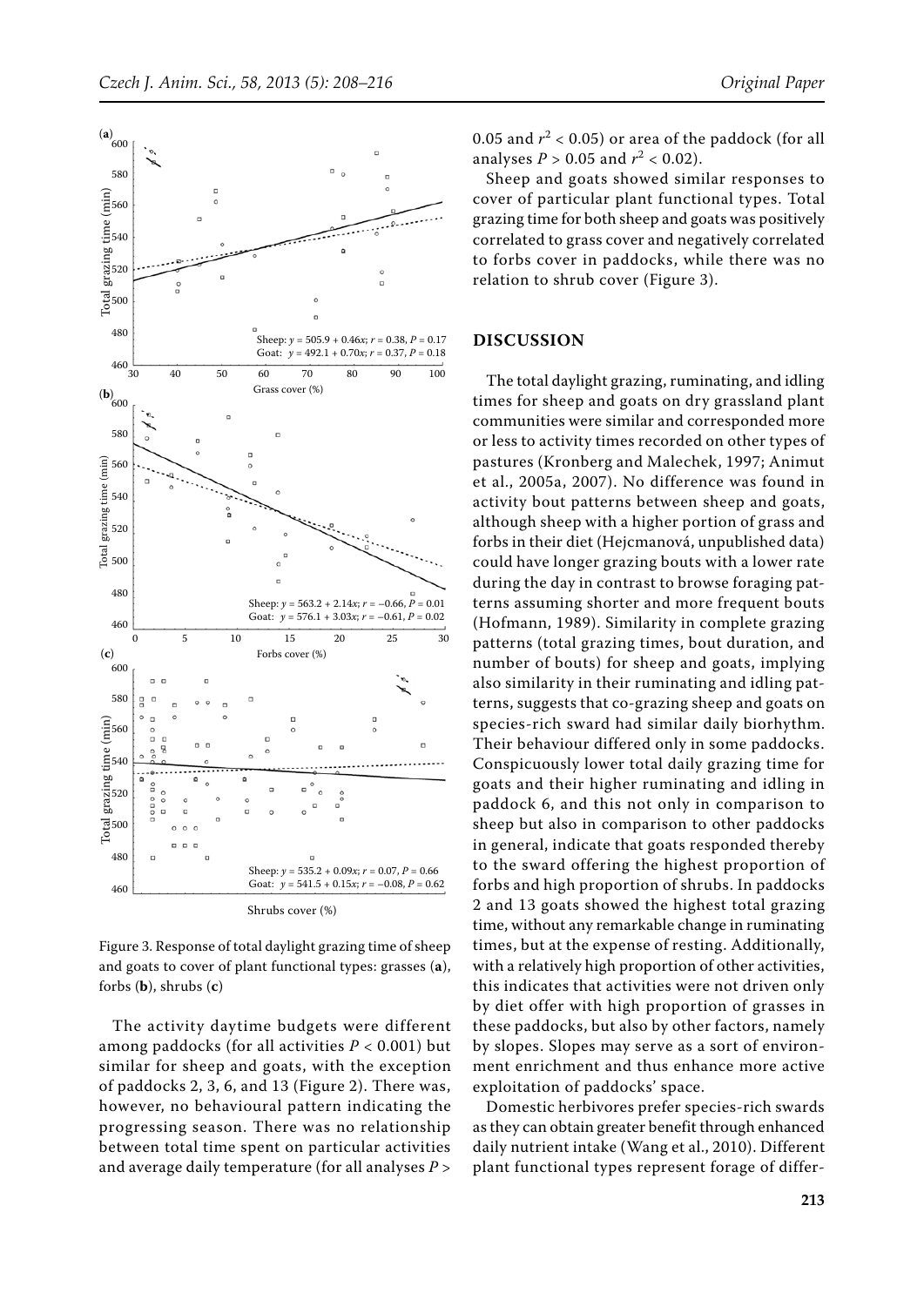Figure 3. Response of total daylight grazing time of sheep and goats to cover of plant functional types: grasses (**a**), forbs (**b**), shrubs (**c**)

The activity daytime budgets were different among paddocks (for all activities $P < 0.001$) but similar for sheep and goats, with the exception of paddocks 2, 3, 6, and 13 (Figure 2). There was, however, no behavioural pattern indicating the progressing season. There was no relationship between total time spent on particular activities and average daily temperature (for all analyses $P > 0.05$ and $r^2 < 0.05$) or area of the paddock (for all analyses $P > 0.05$ and $r^2 < 0.02$).

Sheep and goats showed similar responses to cover of particular plant functional types. Total grazing time for both sheep and goats was positively correlated to grass cover and negatively correlated to forbs cover in paddocks, while there was no relation to shrub cover (Figure 3).

## DISCUSSION

The total daylight grazing, ruminating, and idling times for sheep and goats on dry grassland plant communities were similar and corresponded more or less to activity times recorded on other types of pastures (Kronberg and Malechek, 1997; Animut et al., 2005a, 2007). No difference was found in activity bout patterns between sheep and goats, although sheep with a higher portion of grass and forbs in their diet (Hejcmanová, unpublished data) could have longer grazing bouts with a lower rate during the day in contrast to browse foraging patterns assuming shorter and more frequent bouts (Hofmann, 1989). Similarity in complete grazing patterns (total grazing times, bout duration, and number of bouts) for sheep and goats, implying also similarity in their ruminating and idling patterns, suggests that co-grazing sheep and goats on species-rich sward had similar daily biorhythm. Their behaviour differed only in some paddocks. Conspicuously lower total daily grazing time for goats and their higher ruminating and idling in paddock 6, and this not only in comparison to sheep but also in comparison to other paddocks in general, indicate that goats responded thereby to the sward offering the highest proportion of forbs and high proportion of shrubs. In paddocks 2 and 13 goats showed the highest total grazing time, without any remarkable change in ruminating times, but at the expense of resting. Additionally, with a relatively high proportion of other activities, this indicates that activities were not driven only by diet offer with high proportion of grasses in these paddocks, but also by other factors, namely by slopes. Slopes may serve as a sort of environment enrichment and thus enhance more active exploitation of paddocks' space.

Domestic herbivores prefer species-rich swards as they can obtain greater benefit through enhanced daily nutrient intake (Wang et al., 2010). Different plant functional types represent forage of differ-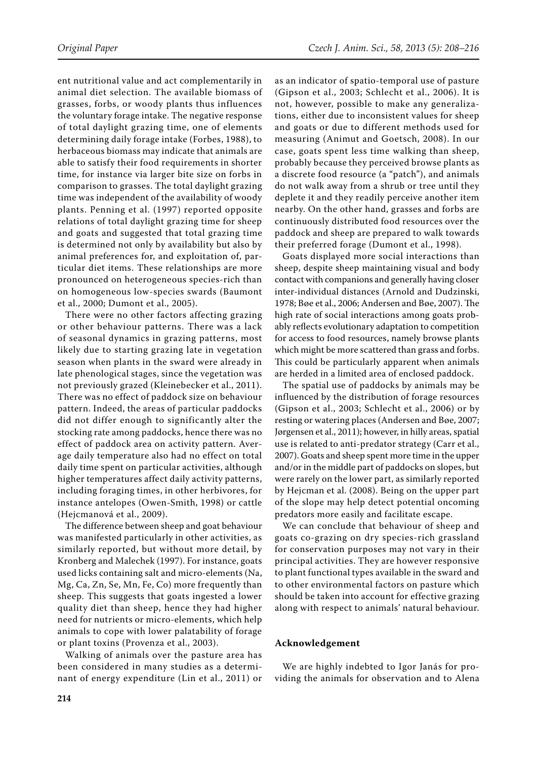ent nutritional value and act complementarily in animal diet selection. The available biomass of grasses, forbs, or woody plants thus influences the voluntary forage intake. The negative response of total daylight grazing time, one of elements determining daily forage intake (Forbes, 1988), to herbaceous biomass may indicate that animals are able to satisfy their food requirements in shorter time, for instance via larger bite size on forbs in comparison to grasses. The total daylight grazing time was independent of the availability of woody plants. Penning et al. (1997) reported opposite relations of total daylight grazing time for sheep and goats and suggested that total grazing time is determined not only by availability but also by animal preferences for, and exploitation of, particular diet items. These relationships are more pronounced on heterogeneous species-rich than on homogeneous low-species swards (Baumont et al., 2000; Dumont et al., 2005).

There were no other factors affecting grazing or other behaviour patterns. There was a lack of seasonal dynamics in grazing patterns, most likely due to starting grazing late in vegetation season when plants in the sward were already in late phenological stages, since the vegetation was not previously grazed (Kleinebecker et al., 2011). There was no effect of paddock size on behaviour pattern. Indeed, the areas of particular paddocks did not differ enough to significantly alter the stocking rate among paddocks, hence there was no effect of paddock area on activity pattern. Average daily temperature also had no effect on total daily time spent on particular activities, although higher temperatures affect daily activity patterns, including foraging times, in other herbivores, for instance antelopes (Owen-Smith, 1998) or cattle (Hejcmanová et al., 2009).

The difference between sheep and goat behaviour was manifested particularly in other activities, as similarly reported, but without more detail, by Kronberg and Malechek (1997). For instance, goats used licks containing salt and micro-elements (Na, Mg, Ca, Zn, Se, Mn, Fe, Co) more frequently than sheep. This suggests that goats ingested a lower quality diet than sheep, hence they had higher need for nutrients or micro-elements, which help animals to cope with lower palatability of forage or plant toxins (Provenza et al., 2003).

Walking of animals over the pasture area has been considered in many studies as a determinant of energy expenditure (Lin et al., 2011) or as an indicator of spatio-temporal use of pasture (Gipson et al., 2003; Schlecht et al., 2006). It is not, however, possible to make any generalizations, either due to inconsistent values for sheep and goats or due to different methods used for measuring (Animut and Goetsch, 2008). In our case, goats spent less time walking than sheep, probably because they perceived browse plants as a discrete food resource (a "patch"), and animals do not walk away from a shrub or tree until they deplete it and they readily perceive another item nearby. On the other hand, grasses and forbs are continuously distributed food resources over the paddock and sheep are prepared to walk towards their preferred forage (Dumont et al., 1998).

Goats displayed more social interactions than sheep, despite sheep maintaining visual and body contact with companions and generally having closer inter-individual distances (Arnold and Dudzinski, 1978; Bøe et al., 2006; Andersen and Bøe, 2007). The high rate of social interactions among goats probably reflects evolutionary adaptation to competition for access to food resources, namely browse plants which might be more scattered than grass and forbs. This could be particularly apparent when animals are herded in a limited area of enclosed paddock.

The spatial use of paddocks by animals may be influenced by the distribution of forage resources (Gipson et al., 2003; Schlecht et al., 2006) or by resting or watering places (Andersen and Bøe, 2007; Jørgensen et al., 2011); however, in hilly areas, spatial use is related to anti-predator strategy (Carr et al., 2007). Goats and sheep spent more time in the upper and/or in the middle part of paddocks on slopes, but were rarely on the lower part, as similarly reported by Hejcman et al. (2008). Being on the upper part of the slope may help detect potential oncoming predators more easily and facilitate escape.

We can conclude that behaviour of sheep and goats co-grazing on dry species-rich grassland for conservation purposes may not vary in their principal activities. They are however responsive to plant functional types available in the sward and to other environmental factors on pasture which should be taken into account for effective grazing along with respect to animals' natural behaviour.

## Acknowledgement

We are highly indebted to Igor Janás for providing the animals for observation and to Alena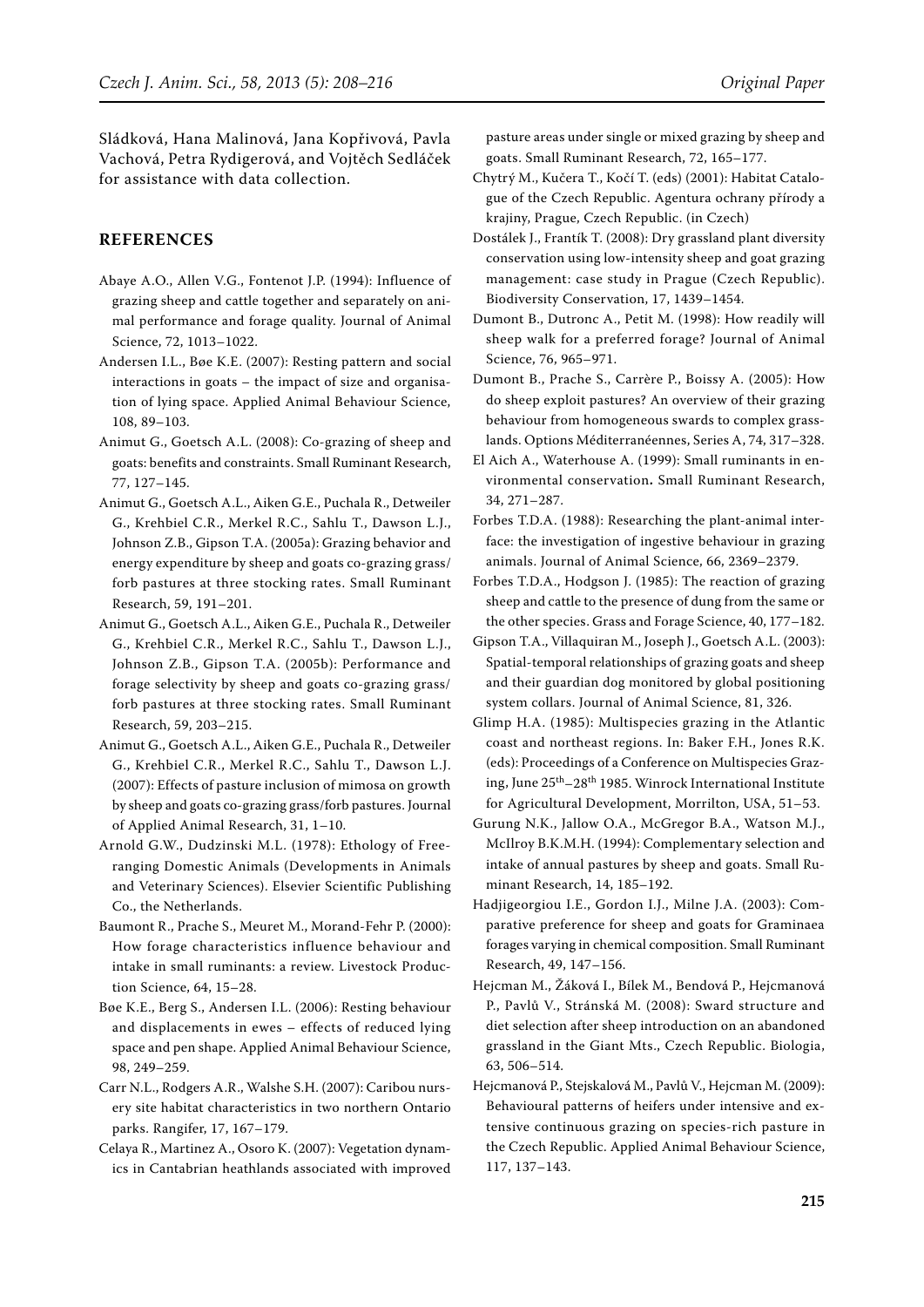Sládková, Hana Malinová, Jana Kopřivová, Pavla Vachová, Petra Rydigerová, and Vojtěch Sedláček for assistance with data collection.

## REFERENCES

Abaye A.O., Allen V.G., Fontenot J.P. (1994): Influence of grazing sheep and cattle together and separately on animal performance and forage quality. Journal of Animal Science, 72, 1013–1022.

Andersen I.L., Bøe K.E. (2007): Resting pattern and social interactions in goats – the impact of size and organisation of lying space. Applied Animal Behaviour Science, 108, 89–103.

Animut G., Goetsch A.L. (2008): Co-grazing of sheep and goats: benefits and constraints. Small Ruminant Research, 77, 127–145.

Animut G., Goetsch A.L., Aiken G.E., Puchala R., Detweiler G., Krehbiel C.R., Merkel R.C., Sahlu T., Dawson L.J., Johnson Z.B., Gipson T.A. (2005a): Grazing behavior and energy expenditure by sheep and goats co-grazing grass/forb pastures at three stocking rates. Small Ruminant Research, 59, 191–201.

Animut G., Goetsch A.L., Aiken G.E., Puchala R., Detweiler G., Krehbiel C.R., Merkel R.C., Sahlu T., Dawson L.J., Johnson Z.B., Gipson T.A. (2005b): Performance and forage selectivity by sheep and goats co-grazing grass/forb pastures at three stocking rates. Small Ruminant Research, 59, 203–215.

Animut G., Goetsch A.L., Aiken G.E., Puchala R., Detweiler G., Krehbiel C.R., Merkel R.C., Sahlu T., Dawson L.J. (2007): Effects of pasture inclusion of mimosa on growth by sheep and goats co-grazing grass/forb pastures. Journal of Applied Animal Research, 31, 1–10.

Arnold G.W., Dudzinski M.L. (1978): Ethology of Free-ranging Domestic Animals (Developments in Animals and Veterinary Sciences). Elsevier Scientific Publishing Co., the Netherlands.

Baumont R., Prache S., Meuret M., Morand-Fehr P. (2000): How forage characteristics influence behaviour and intake in small ruminants: a review. Livestock Production Science, 64, 15–28.

Bøe K.E., Berg S., Andersen I.L. (2006): Resting behaviour and displacements in ewes – effects of reduced lying space and pen shape. Applied Animal Behaviour Science, 98, 249–259.

Carr N.L., Rodgers A.R., Walshe S.H. (2007): Caribou nursery site habitat characteristics in two northern Ontario parks. Rangifer, 17, 167–179.

Celaya R., Martinez A., Osoro K. (2007): Vegetation dynamics in Cantabrian heathlands associated with improved pasture areas under single or mixed grazing by sheep and goats. Small Ruminant Research, 72, 165–177.

Chytrý M., Kučera T., Kočí T. (eds) (2001): Habitat Catalogue of the Czech Republic. Agentura ochrany přírody a krajiny, Prague, Czech Republic. (in Czech)

Dostálek J., Frantík T. (2008): Dry grassland plant diversity conservation using low-intensity sheep and goat grazing management: case study in Prague (Czech Republic). Biodiversity Conservation, 17, 1439–1454.

Dumont B., Dutronc A., Petit M. (1998): How readily will sheep walk for a preferred forage? Journal of Animal Science, 76, 965–971.

Dumont B., Prache S., Carrère P., Boissy A. (2005): How do sheep exploit pastures? An overview of their grazing behaviour from homogeneous swards to complex grasslands. Options Méditerranéennes, Series A, 74, 317–328.

El Aich A., Waterhouse A. (1999): Small ruminants in environmental conservation. Small Ruminant Research, 34, 271–287.

Forbes T.D.A. (1988): Researching the plant-animal interface: the investigation of ingestive behaviour in grazing animals. Journal of Animal Science, 66, 2369–2379.

Forbes T.D.A., Hodgson J. (1985): The reaction of grazing sheep and cattle to the presence of dung from the same or the other species. Grass and Forage Science, 40, 177–182.

Gipson T.A., Villaquiran M., Joseph J., Goetsch A.L. (2003): Spatial-temporal relationships of grazing goats and sheep and their guardian dog monitored by global positioning system collars. Journal of Animal Science, 81, 326.

Glimp H.A. (1985): Multispecies grazing in the Atlantic coast and northeast regions. In: Baker F.H., Jones R.K. (eds): Proceedings of a Conference on Multispecies Grazing, June 25th–28th 1985. Winrock International Institute for Agricultural Development, Morrilton, USA, 51–53.

Gurung N.K., Jallow O.A., McGregor B.A., Watson M.J., McIlroy B.K.M.H. (1994): Complementary selection and intake of annual pastures by sheep and goats. Small Ruminant Research, 14, 185–192.

Hadjigeorgiou I.E., Gordon I.J., Milne J.A. (2003): Comparative preference for sheep and goats for Graminaea forages varying in chemical composition. Small Ruminant Research, 49, 147–156.

Hejcman M., Žáková I., Bílek M., Bendová P., Hejcmanová P., Pavlů V., Stránská M. (2008): Sward structure and diet selection after sheep introduction on an abandoned grassland in the Giant Mts., Czech Republic. Biologia, 63, 506–514.

Hejcmanová P., Stejskalová M., Pavlů V., Hejcman M. (2009): Behavioural patterns of heifers under intensive and extensive continuous grazing on species-rich pasture in the Czech Republic. Applied Animal Behaviour Science, 117, 137–143.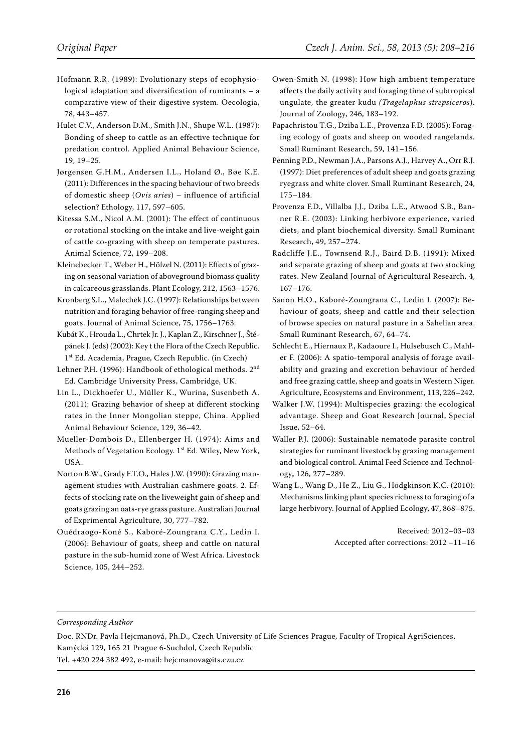Hofmann R.R. (1989): Evolutionary steps of ecophysiological adaptation and diversification of ruminants – a comparative view of their digestive system. Oecologia, 78, 443–457.

Hulet C.V., Anderson D.M., Smith J.N., Shupe W.L. (1987): Bonding of sheep to cattle as an effective technique for predation control. Applied Animal Behaviour Science, 19, 19–25.

Jørgensen G.H.M., Andersen I.L., Holand Ø., Bøe K.E. (2011): Differences in the spacing behaviour of two breeds of domestic sheep (*Ovis aries*) – influence of artificial selection? Ethology, 117, 597–605.

Kitessa S.M., Nicol A.M. (2001): The effect of continuous or rotational stocking on the intake and live-weight gain of cattle co-grazing with sheep on temperate pastures. Animal Science, 72, 199–208.

Kleinebecker T., Weber H., Hölzel N. (2011): Effects of grazing on seasonal variation of aboveground biomass quality in calcareous grasslands. Plant Ecology, 212, 1563–1576.

Kronberg S.L., Malechek J.C. (1997): Relationships between nutrition and foraging behavior of free-ranging sheep and goats. Journal of Animal Science, 75, 1756–1763.

Kubát K., Hrouda L., Chrtek Jr. J., Kaplan Z., Kirschner J., Štěpánek J. (eds) (2002): Key t the Flora of the Czech Republic. 1st Ed. Academia, Prague, Czech Republic. (in Czech)

Lehner P.H. (1996): Handbook of ethological methods. 2nd Ed. Cambridge University Press, Cambridge, UK.

Lin L., Dickhoefer U., Müller K., Wurina, Susenbeth A. (2011): Grazing behavior of sheep at different stocking rates in the Inner Mongolian steppe, China. Applied Animal Behaviour Science, 129, 36–42.

Mueller-Dombois D., Ellenberger H. (1974): Aims and Methods of Vegetation Ecology. 1st Ed. Wiley, New York, USA.

Norton B.W., Grady F.T.O., Hales J.W. (1990): Grazing management studies with Australian cashmere goats. 2. Effects of stocking rate on the liveweight gain of sheep and goats grazing an oats-rye grass pasture. Australian Journal of Exprimental Agriculture, 30, 777–782.

Ouédraogo-Koné S., Kaboré-Zoungrana C.Y., Ledin I. (2006): Behaviour of goats, sheep and cattle on natural pasture in the sub-humid zone of West Africa. Livestock Science, 105, 244–252.

Owen-Smith N. (1998): How high ambient temperature affects the daily activity and foraging time of subtropical ungulate, the greater kudu *(Tragelaphus strepsiceros*). Journal of Zoology, 246, 183–192.

Papachristou T.G., Dziba L.E., Provenza F.D. (2005): Foraging ecology of goats and sheep on wooded rangelands. Small Ruminant Research, 59, 141–156.

Penning P.D., Newman J.A., Parsons A.J., Harvey A., Orr R.J. (1997): Diet preferences of adult sheep and goats grazing ryegrass and white clover. Small Ruminant Research, 24, 175–184.

Provenza F.D., Villalba J.J., Dziba L.E., Atwood S.B., Banner R.E. (2003): Linking herbivore experience, varied diets, and plant biochemical diversity. Small Ruminant Research, 49, 257–274.

Radcliffe J.E., Townsend R.J., Baird D.B. (1991): Mixed and separate grazing of sheep and goats at two stocking rates. New Zealand Journal of Agricultural Research, 4, 167–176.

Sanon H.O., Kaboré-Zoungrana C., Ledin I. (2007): Behaviour of goats, sheep and cattle and their selection of browse species on natural pasture in a Sahelian area. Small Ruminant Research, 67, 64–74.

Schlecht E., Hiernaux P., Kadaoure I., Hulsebusch C., Mahler F. (2006): A spatio-temporal analysis of forage availability and grazing and excretion behaviour of herded and free grazing cattle, sheep and goats in Western Niger. Agriculture, Ecosystems and Environment, 113, 226–242.

Walker J.W. (1994): Multispecies grazing: the ecological advantage. Sheep and Goat Research Journal, Special Issue, 52–64.

Waller P.J. (2006): Sustainable nematode parasite control strategies for ruminant livestock by grazing management and biological control. Animal Feed Science and Technology**,** 126, 277–289.

Wang L., Wang D., He Z., Liu G., Hodgkinson K.C. (2010): Mechanisms linking plant species richness to foraging of a large herbivory. Journal of Applied Ecology, 47, 868–875.

Received: 2012–03–03
Accepted after corrections: 2012 –11–16

*Corresponding Author*

Doc. RNDr. Pavla Hejcmanová, Ph.D., Czech University of Life Sciences Prague, Faculty of Tropical AgriSciences, Kamýcká 129, 165 21 Prague 6-Suchdol, Czech Republic
Tel. +420 224 382 492, e-mail: hejcmanova@its.czu.cz